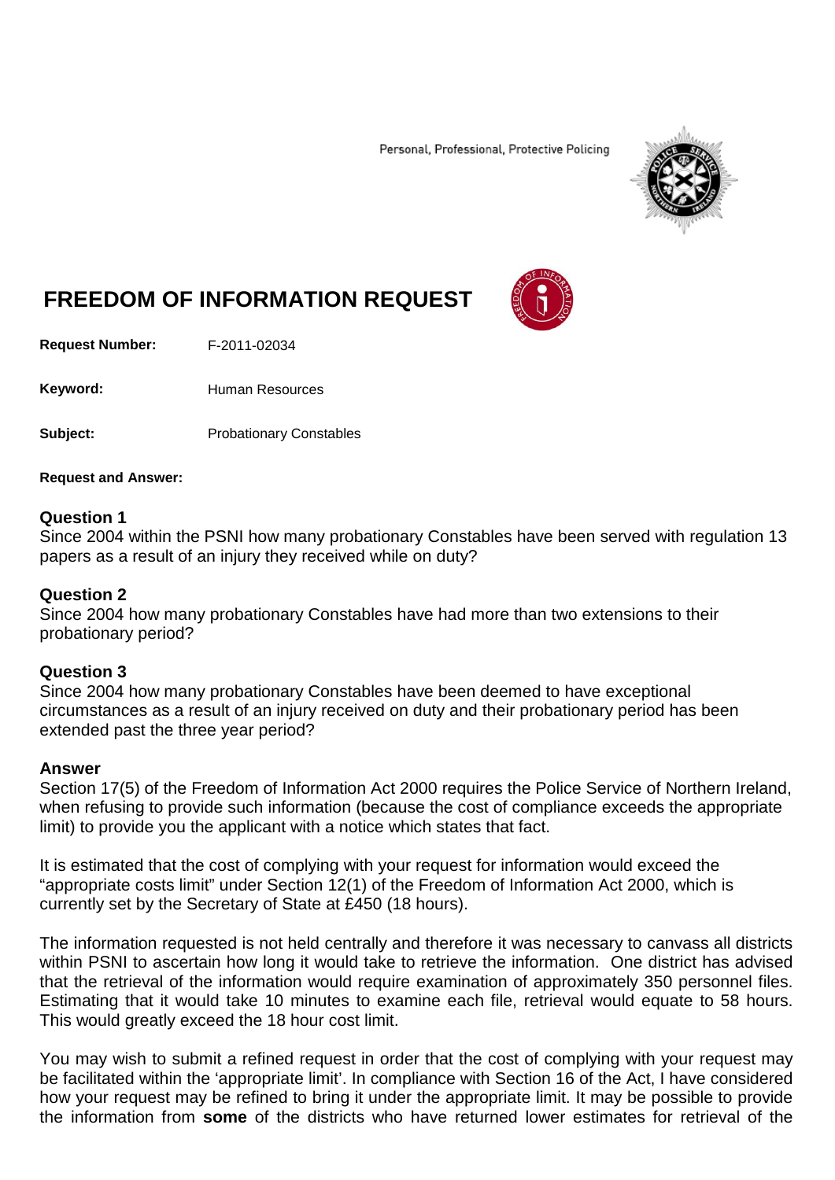Personal, Professional, Protective Policing

# FREEDOM OF INFORMATION REQUEST

**Request Number:** F-2011-02034

**Keyword:** Human Resources

**Subject:** Probationary Constables

**Request and Answer:**

### Question 1

Since 2004 within the PSNI how many probationary Constables have been served with regulation 13 papers as a result of an injury they received while on duty?

### Question 2

Since 2004 how many probationary Constables have had more than two extensions to their probationary period?

### Question 3

Since 2004 how many probationary Constables have been deemed to have exceptional circumstances as a result of an injury received on duty and their probationary period has been extended past the three year period?

### Answer

Section 17(5) of the Freedom of Information Act 2000 requires the Police Service of Northern Ireland, when refusing to provide such information (because the cost of compliance exceeds the appropriate limit) to provide you the applicant with a notice which states that fact.

It is estimated that the cost of complying with your request for information would exceed the "appropriate costs limit" under Section 12(1) of the Freedom of Information Act 2000, which is currently set by the Secretary of State at £450 (18 hours).

The information requested is not held centrally and therefore it was necessary to canvass all districts within PSNI to ascertain how long it would take to retrieve the information. One district has advised that the retrieval of the information would require examination of approximately 350 personnel files. Estimating that it would take 10 minutes to examine each file, retrieval would equate to 58 hours. This would greatly exceed the 18 hour cost limit.

You may wish to submit a refined request in order that the cost of complying with your request may be facilitated within the 'appropriate limit'. In compliance with Section 16 of the Act, I have considered how your request may be refined to bring it under the appropriate limit. It may be possible to provide the information from **some** of the districts who have returned lower estimates for retrieval of the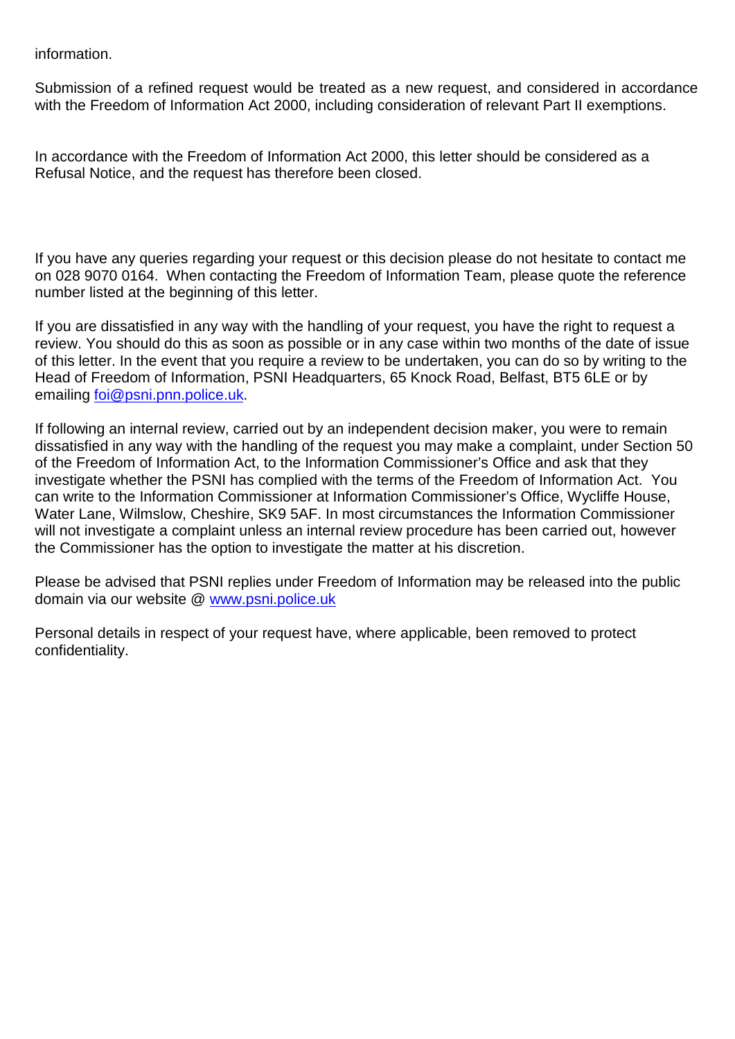information.

Submission of a refined request would be treated as a new request, and considered in accordance with the Freedom of Information Act 2000, including consideration of relevant Part II exemptions.

In accordance with the Freedom of Information Act 2000, this letter should be considered as a Refusal Notice, and the request has therefore been closed.

If you have any queries regarding your request or this decision please do not hesitate to contact me on 028 9070 0164. When contacting the Freedom of Information Team, please quote the reference number listed at the beginning of this letter.

If you are dissatisfied in any way with the handling of your request, you have the right to request a review. You should do this as soon as possible or in any case within two months of the date of issue of this letter. In the event that you require a review to be undertaken, you can do so by writing to the Head of Freedom of Information, PSNI Headquarters, 65 Knock Road, Belfast, BT5 6LE or by emailing [foi@psni.pnn.police.uk](mailto:foi@psni.pnn.police.uk).

If following an internal review, carried out by an independent decision maker, you were to remain dissatisfied in any way with the handling of the request you may make a complaint, under Section 50 of the Freedom of Information Act, to the Information Commissioner's Office and ask that they investigate whether the PSNI has complied with the terms of the Freedom of Information Act. You can write to the Information Commissioner at Information Commissioner's Office, Wycliffe House, Water Lane, Wilmslow, Cheshire, SK9 5AF. In most circumstances the Information Commissioner will not investigate a complaint unless an internal review procedure has been carried out, however the Commissioner has the option to investigate the matter at his discretion.

Please be advised that PSNI replies under Freedom of Information may be released into the public domain via our website @ [www.psni.police.uk](http://www.psni.police.uk)

Personal details in respect of your request have, where applicable, been removed to protect confidentiality.